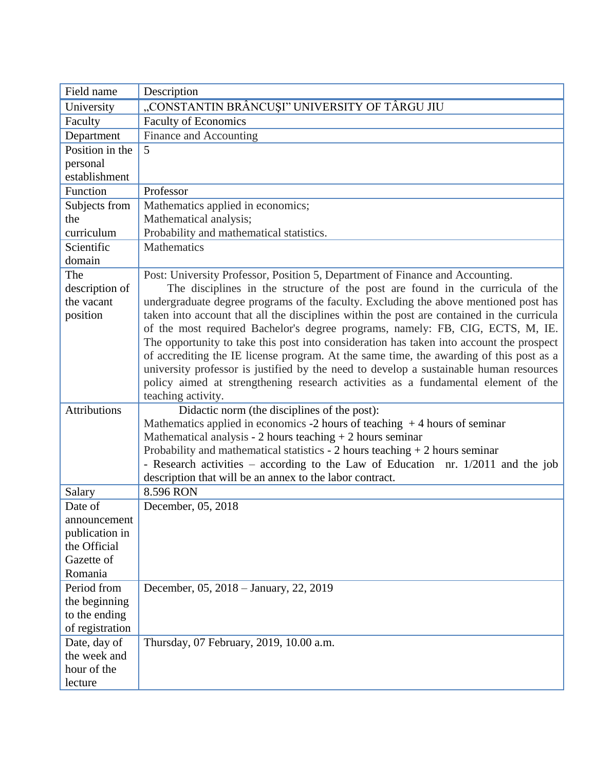| Field name | Description |
|---|---|
| University | „CONSTANTIN BRÂNCUŞI” UNIVERSITY OF TÂRGU JIU |
| Faculty | Faculty of Economics |
| Department | Finance and Accounting |
| Position in the personal establishment | 5 |
| Function | Professor |
| Subjects from the curriculum | Mathematics applied in economics;<br>Mathematical analysis;<br>Probability and mathematical statistics. |
| Scientific domain | Mathematics |
| The description of the vacant position | Post: University Professor, Position 5, Department of Finance and Accounting.<br>The disciplines in the structure of the post are found in the curricula of the undergraduate degree programs of the faculty. Excluding the above mentioned post has taken into account that all the disciplines within the post are contained in the curricula of the most required Bachelor's degree programs, namely: FB, CIG, ECTS, M, IE. The opportunity to take this post into consideration has taken into account the prospect of accrediting the IE license program. At the same time, the awarding of this post as a university professor is justified by the need to develop a sustainable human resources policy aimed at strengthening research activities as a fundamental element of the teaching activity. |
| Attributions | Didactic norm (the disciplines of the post):<br>Mathematics applied in economics -2 hours of teaching + 4 hours of seminar<br>Mathematical analysis - 2 hours teaching + 2 hours seminar<br>Probability and mathematical statistics - 2 hours teaching + 2 hours seminar<br>- Research activities – according to the Law of Education nr. 1/2011 and the job description that will be an annex to the labor contract. |
| Salary | 8.596 RON |
| Date of announcement publication in the Official Gazette of Romania | December, 05, 2018 |
| Period from the beginning to the ending of registration | December, 05, 2018 – January, 22, 2019 |
| Date, day of the week and hour of the lecture | Thursday, 07 February, 2019, 10.00 a.m. |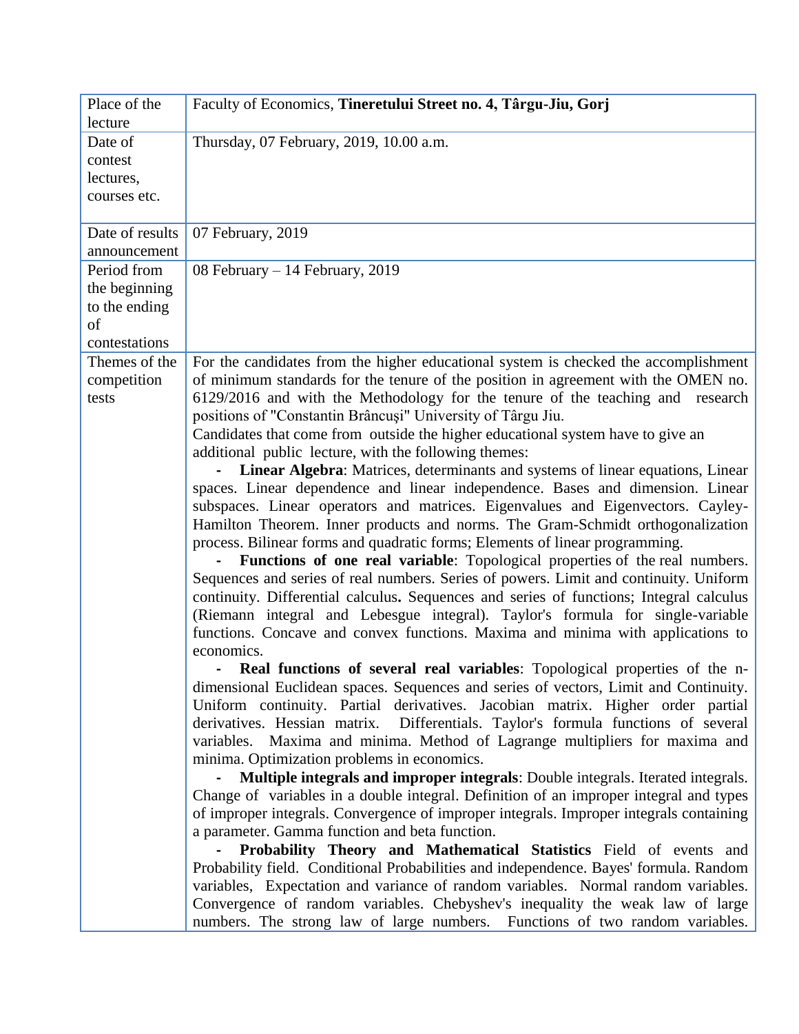| Place of the lecture | Faculty of Economics, **Tineretului Street no. 4, Târgu-Jiu, Gorj** |
|---|---|
| Date of contest lectures, courses etc. | Thursday, 07 February, 2019, 10.00 a.m. |
| Date of results announcement | 07 February, 2019 |
| Period from the beginning to the ending of contestations | 08 February – 14 February, 2019 |
| Themes of the competition tests | For the candidates from the higher educational system is checked the accomplishment of minimum standards for the tenure of the position in agreement with the OMEN no. 6129/2016 and with the Methodology for the tenure of the teaching and research positions of "Constantin Brâncuși" University of Târgu Jiu.<br>Candidates that come from outside the higher educational system have to give an additional public lecture, with the following themes:<br>- **Linear Algebra**: Matrices, determinants and systems of linear equations, Linear spaces. Linear dependence and linear independence. Bases and dimension. Linear subspaces. Linear operators and matrices. Eigenvalues and Eigenvectors. Cayley-Hamilton Theorem. Inner products and norms. The Gram-Schmidt orthogonalization process. Bilinear forms and quadratic forms; Elements of linear programming.<br>- **Functions of one real variable**: Topological properties of the real numbers. Sequences and series of real numbers. Series of powers. Limit and continuity. Uniform continuity. Differential calculus**.** Sequences and series of functions; Integral calculus (Riemann integral and Lebesgue integral). Taylor's formula for single-variable functions. Concave and convex functions. Maxima and minima with applications to economics.<br>- **Real functions of several real variables**: Topological properties of the n-dimensional Euclidean spaces. Sequences and series of vectors, Limit and Continuity. Uniform continuity. Partial derivatives. Jacobian matrix. Higher order partial derivatives. Hessian matrix. Differentials. Taylor's formula functions of several variables. Maxima and minima. Method of Lagrange multipliers for maxima and minima. Optimization problems in economics.<br>- **Multiple integrals and improper integrals**: Double integrals. Iterated integrals. Change of variables in a double integral. Definition of an improper integral and types of improper integrals. Convergence of improper integrals. Improper integrals containing a parameter. Gamma function and beta function.<br>- **Probability Theory and Mathematical Statistics** Field of events and Probability field. Conditional Probabilities and independence. Bayes' formula. Random variables, Expectation and variance of random variables. Normal random variables. Convergence of random variables. Chebyshev's inequality the weak law of large numbers. The strong law of large numbers. Functions of two random variables. |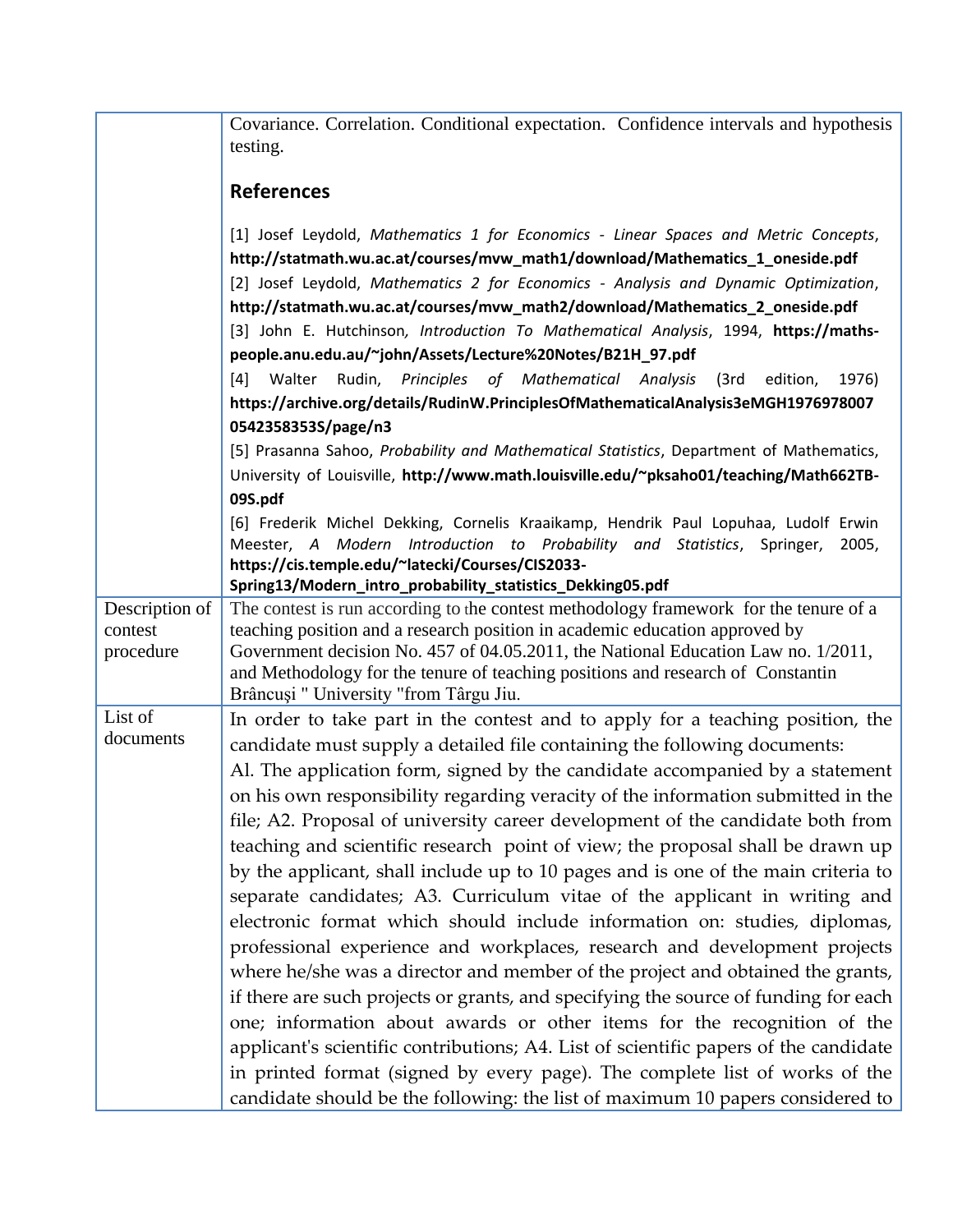| | |
|---|---|
| | Covariance. Correlation. Conditional expectation. Confidence intervals and hypothesis testing.<br><br>**References**<br><br>[1] Josef Leydold, *Mathematics 1 for Economics - Linear Spaces and Metric Concepts*, **http://statmath.wu.ac.at/courses/mvw_math1/download/Mathematics_1_oneside.pdf**<br>[2] Josef Leydold, *Mathematics 2 for Economics - Analysis and Dynamic Optimization*, **http://statmath.wu.ac.at/courses/mvw_math2/download/Mathematics_2_oneside.pdf**<br>[3] John E. Hutchinson, *Introduction To Mathematical Analysis*, 1994, **https://maths-people.anu.edu.au/~john/Assets/Lecture%20Notes/B21H_97.pdf**<br>[4] Walter Rudin, *Principles of Mathematical Analysis* (3rd edition, 1976) **https://archive.org/details/RudinW.PrinciplesOfMathematicalAnalysis3eMGH19769780070542358353S/page/n3**<br>[5] Prasanna Sahoo, *Probability and Mathematical Statistics*, Department of Mathematics, University of Louisville, **http://www.math.louisville.edu/~pksaho01/teaching/Math662TB-09S.pdf**<br>[6] Frederik Michel Dekking, Cornelis Kraaikamp, Hendrik Paul Lopuhaa, Ludolf Erwin Meester, *A Modern Introduction to Probability and Statistics*, Springer, 2005, **https://cis.temple.edu/~latecki/Courses/CIS2033-Spring13/Modern_intro_probability_statistics_Dekking05.pdf** |
| Description of contest procedure | The contest is run according to the contest methodology framework for the tenure of a teaching position and a research position in academic education approved by Government decision No. 457 of 04.05.2011, the National Education Law no. 1/2011, and Methodology for the tenure of teaching positions and research of Constantin Brâncuși " University "from Târgu Jiu. |
| List of documents | In order to take part in the contest and to apply for a teaching position, the candidate must supply a detailed file containing the following documents: Al. The application form, signed by the candidate accompanied by a statement on his own responsibility regarding veracity of the information submitted in the file; A2. Proposal of university career development of the candidate both from teaching and scientific research point of view; the proposal shall be drawn up by the applicant, shall include up to 10 pages and is one of the main criteria to separate candidates; A3. Curriculum vitae of the applicant in writing and electronic format which should include information on: studies, diplomas, professional experience and workplaces, research and development projects where he/she was a director and member of the project and obtained the grants, if there are such projects or grants, and specifying the source of funding for each one; information about awards or other items for the recognition of the applicant's scientific contributions; A4. List of scientific papers of the candidate in printed format (signed by every page). The complete list of works of the candidate should be the following: the list of maximum 10 papers considered to |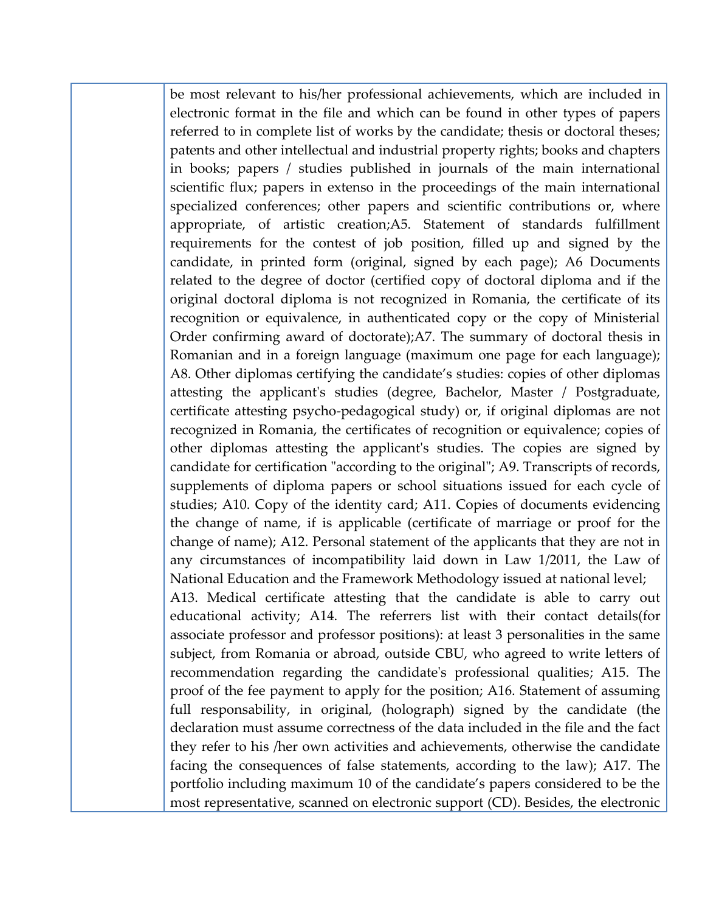| | |
|---|---|
| | be most relevant to his/her professional achievements, which are included in electronic format in the file and which can be found in other types of papers referred to in complete list of works by the candidate; thesis or doctoral theses; patents and other intellectual and industrial property rights; books and chapters in books; papers / studies published in journals of the main international scientific flux; papers in extenso in the proceedings of the main international specialized conferences; other papers and scientific contributions or, where appropriate, of artistic creation;A5. Statement of standards fulfillment requirements for the contest of job position, filled up and signed by the candidate, in printed form (original, signed by each page); A6 Documents related to the degree of doctor (certified copy of doctoral diploma and if the original doctoral diploma is not recognized in Romania, the certificate of its recognition or equivalence, in authenticated copy or the copy of Ministerial Order confirming award of doctorate);A7. The summary of doctoral thesis in Romanian and in a foreign language (maximum one page for each language); A8. Other diplomas certifying the candidate's studies: copies of other diplomas attesting the applicant's studies (degree, Bachelor, Master / Postgraduate, certificate attesting psycho-pedagogical study) or, if original diplomas are not recognized in Romania, the certificates of recognition or equivalence; copies of other diplomas attesting the applicant's studies. The copies are signed by candidate for certification "according to the original"; A9. Transcripts of records, supplements of diploma papers or school situations issued for each cycle of studies; A10. Copy of the identity card; A11. Copies of documents evidencing the change of name, if is applicable (certificate of marriage or proof for the change of name); A12. Personal statement of the applicants that they are not in any circumstances of incompatibility laid down in Law 1/2011, the Law of National Education and the Framework Methodology issued at national level;<br>A13. Medical certificate attesting that the candidate is able to carry out educational activity; A14. The referrers list with their contact details(for associate professor and professor positions): at least 3 personalities in the same subject, from Romania or abroad, outside CBU, who agreed to write letters of recommendation regarding the candidate's professional qualities; A15. The proof of the fee payment to apply for the position; A16. Statement of assuming full responsability, in original, (holograph) signed by the candidate (the declaration must assume correctness of the data included in the file and the fact they refer to his /her own activities and achievements, otherwise the candidate facing the consequences of false statements, according to the law); A17. The portfolio including maximum 10 of the candidate's papers considered to be the most representative, scanned on electronic support (CD). Besides, the electronic |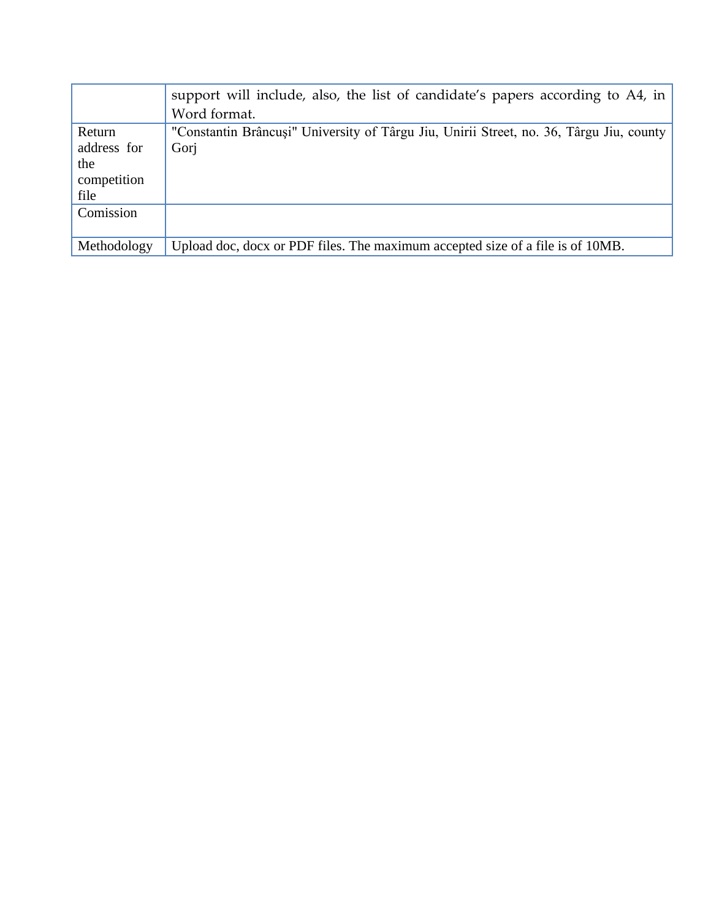| | |
|---|---|
| | support will include, also, the list of candidate's papers according to A4, in Word format. |
| Return address for the competition file | "Constantin Brâncuşi" University of Târgu Jiu, Unirii Street, no. 36, Târgu Jiu, county Gorj |
| Comission | |
| Methodology | Upload doc, docx or PDF files. The maximum accepted size of a file is of 10MB. |